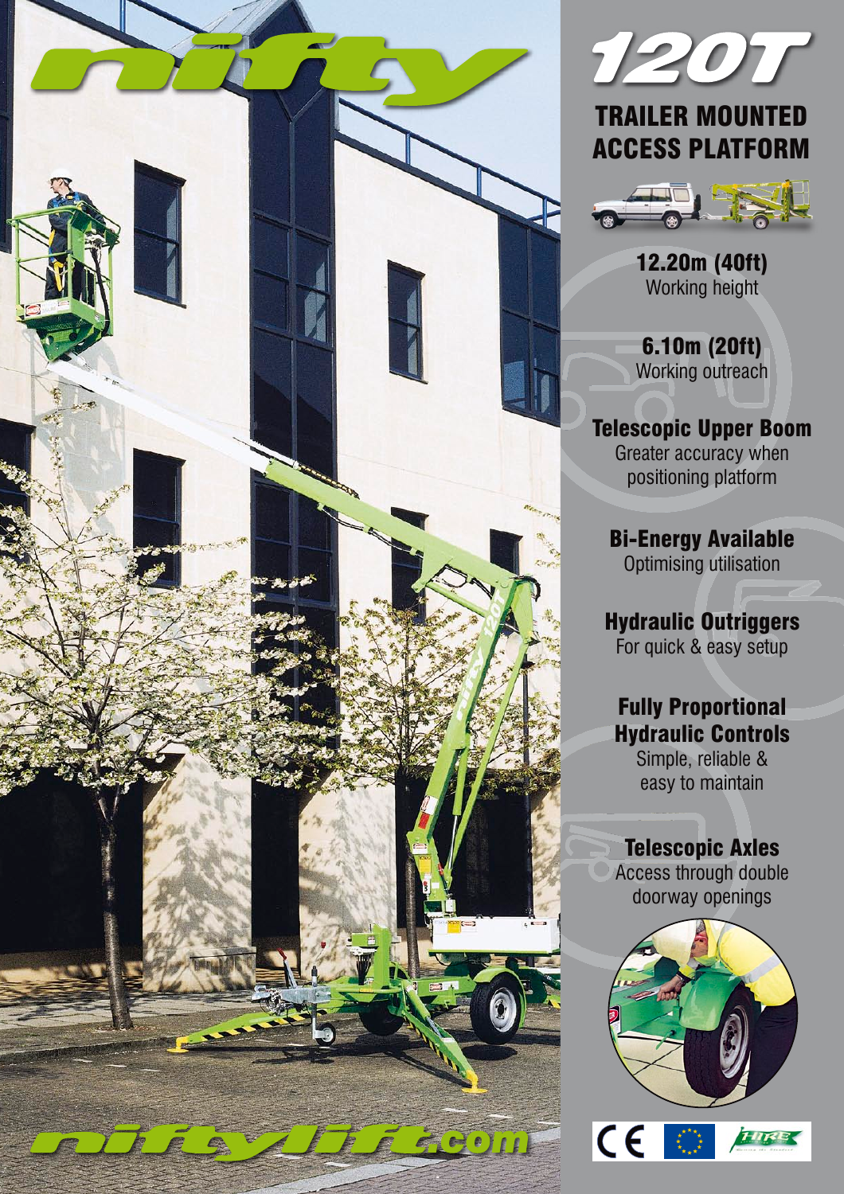# nifty

# 120T

## TRAILER MOUNTED ACCESS PLATFORM

**12.20m (40ft)**
Working height

**6.10m (20ft)**
Working outreach

**Telescopic Upper Boom**
Greater accuracy when positioning platform

**Bi-Energy Available**
Optimising utilisation

**Hydraulic Outriggers**
For quick & easy setup

**Fully Proportional Hydraulic Controls**
Simple, reliable & easy to maintain

**Telescopic Axles**
Access through double doorway openings

niftylift.com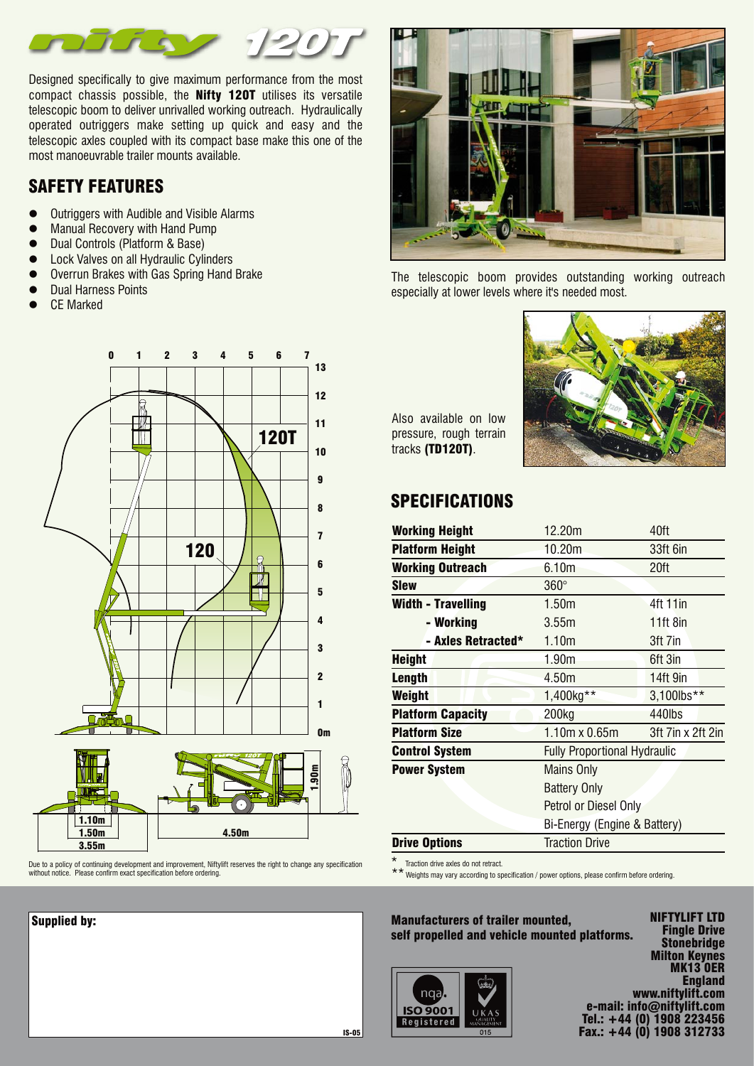# nifty 120T

Designed specifically to give maximum performance from the most compact chassis possible, the **Nifty 120T** utilises its versatile telescopic boom to deliver unrivalled working outreach. Hydraulically operated outriggers make setting up quick and easy and the telescopic axles coupled with its compact base make this one of the most manoeuvrable trailer mounts available.

## SAFETY FEATURES

- Outriggers with Audible and Visible Alarms
- Manual Recovery with Hand Pump
- Dual Controls (Platform & Base)
- Lock Valves on all Hydraulic Cylinders
- Overrun Brakes with Gas Spring Hand Brake
- Dual Harness Points
- CE Marked

0 1 2 3 4 5 6 7
13
12
11
10
9
8
7
6
5
4
3
2
1
0m
120T
120

1.10m
1.50m
3.55m
4.50m
1.90m

Due to a policy of continuing development and improvement, Niftylift reserves the right to change any specification without notice. Please confirm exact specification before ordering.

The telescopic boom provides outstanding working outreach especially at lower levels where it's needed most.

Also available on low pressure, rough terrain tracks **(TD120T)**.

## SPECIFICATIONS

| | | |
|---|---|---|
| **Working Height** | 12.20m | 40ft |
| **Platform Height** | 10.20m | 33ft 6in |
| **Working Outreach** | 6.10m | 20ft |
| **Slew** | 360° | |
| **Width - Travelling** | 1.50m | 4ft 11in |
| **- Working** | 3.55m | 11ft 8in |
| **- Axles Retracted*** | 1.10m | 3ft 7in |
| **Height** | 1.90m | 6ft 3in |
| **Length** | 4.50m | 14ft 9in |
| **Weight** | 1,400kg** | 3,100lbs** |
| **Platform Capacity** | 200kg | 440lbs |
| **Platform Size** | 1.10m x 0.65m | 3ft 7in x 2ft 2in |
| **Control System** | Fully Proportional Hydraulic | |
| **Power System** | Mains Only | |
| | Battery Only | |
| | Petrol or Diesel Only | |
| | Bi-Energy (Engine & Battery) | |
| **Drive Options** | Traction Drive | |

* Traction drive axles do not retract.

** Weights may vary according to specification / power options, please confirm before ordering.

**Supplied by:**

IS-05

**Manufacturers of trailer mounted, self propelled and vehicle mounted platforms.**

nqa. ISO 9001 Registered

UKAS QUALITY MANAGEMENT 015

**NIFTYLIFT LTD**
**Fingle Drive**
**Stonebridge**
**Milton Keynes**
**MK13 0ER**
**England**
**www.niftylift.com**
**e-mail: info@niftylift.com**
**Tel.: +44 (0) 1908 223456**
**Fax.: +44 (0) 1908 312733**